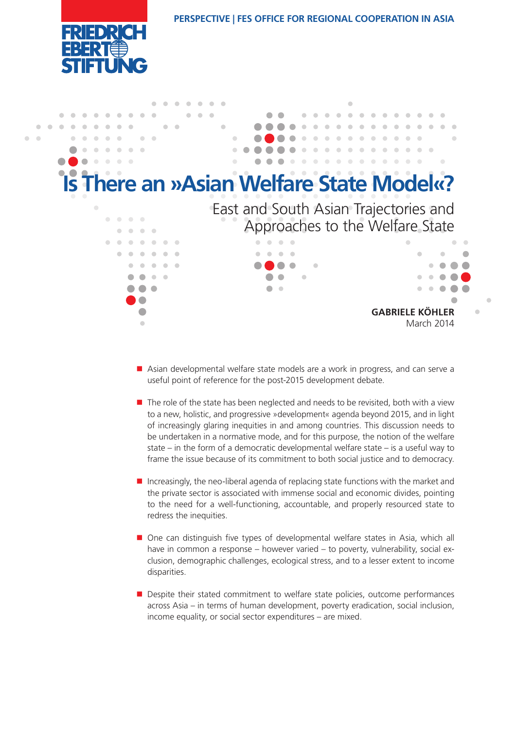PERSPECTIVE | FES OFFICE FOR REGIONAL COOPERATION IN ASIA

# Is There an »Asian Welfare State Model«?

## East and South Asian Trajectories and Approaches to the Welfare State

**GABRIELE KÖHLER**
March 2014

- Asian developmental welfare state models are a work in progress, and can serve a useful point of reference for the post-2015 development debate.

- The role of the state has been neglected and needs to be revisited, both with a view to a new, holistic, and progressive »development« agenda beyond 2015, and in light of increasingly glaring inequities in and among countries. This discussion needs to be undertaken in a normative mode, and for this purpose, the notion of the welfare state – in the form of a democratic developmental welfare state – is a useful way to frame the issue because of its commitment to both social justice and to democracy.

- Increasingly, the neo-liberal agenda of replacing state functions with the market and the private sector is associated with immense social and economic divides, pointing to the need for a well-functioning, accountable, and properly resourced state to redress the inequities.

- One can distinguish five types of developmental welfare states in Asia, which all have in common a response – however varied – to poverty, vulnerability, social exclusion, demographic challenges, ecological stress, and to a lesser extent to income disparities.

- Despite their stated commitment to welfare state policies, outcome performances across Asia – in terms of human development, poverty eradication, social inclusion, income equality, or social sector expenditures – are mixed.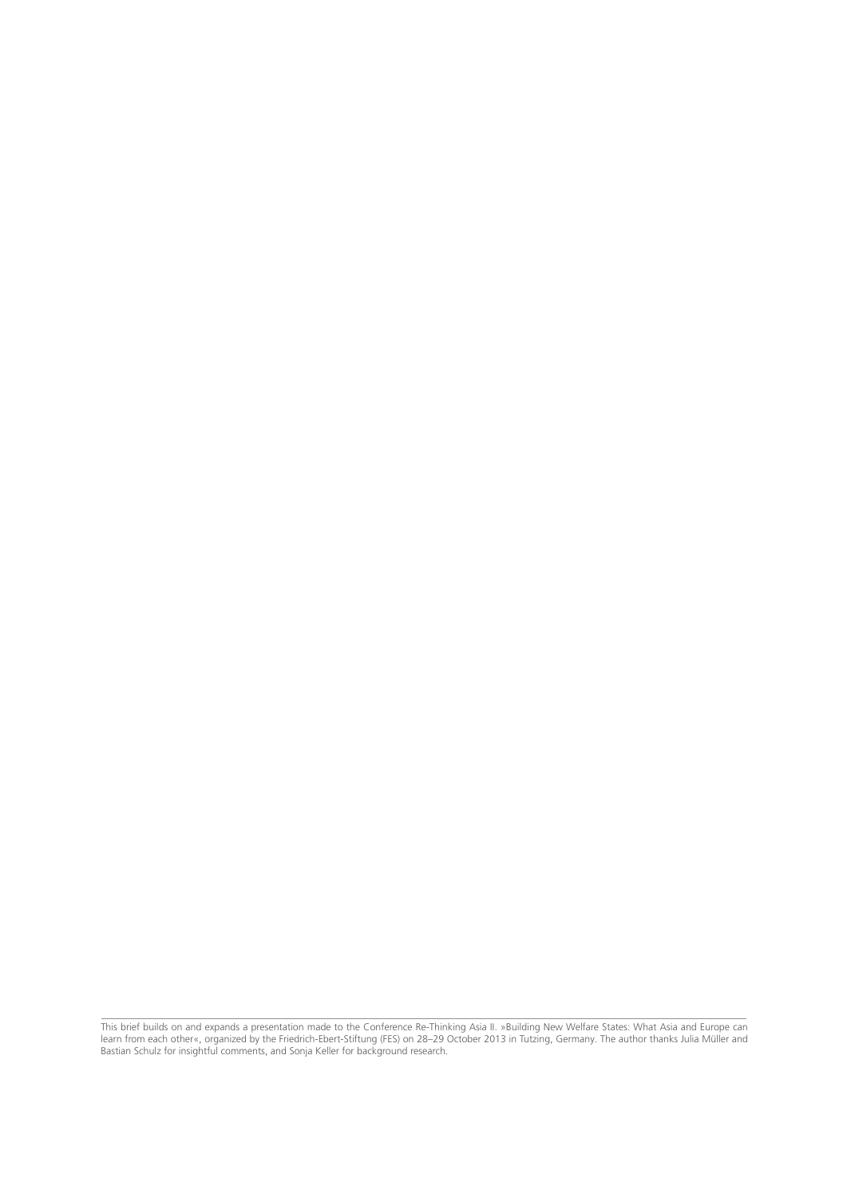This brief builds on and expands a presentation made to the Conference Re-Thinking Asia II. »Building New Welfare States: What Asia and Europe can learn from each other«, organized by the Friedrich-Ebert-Stiftung (FES) on 28–29 October 2013 in Tutzing, Germany. The author thanks Julia Müller and Bastian Schulz for insightful comments, and Sonja Keller for background research.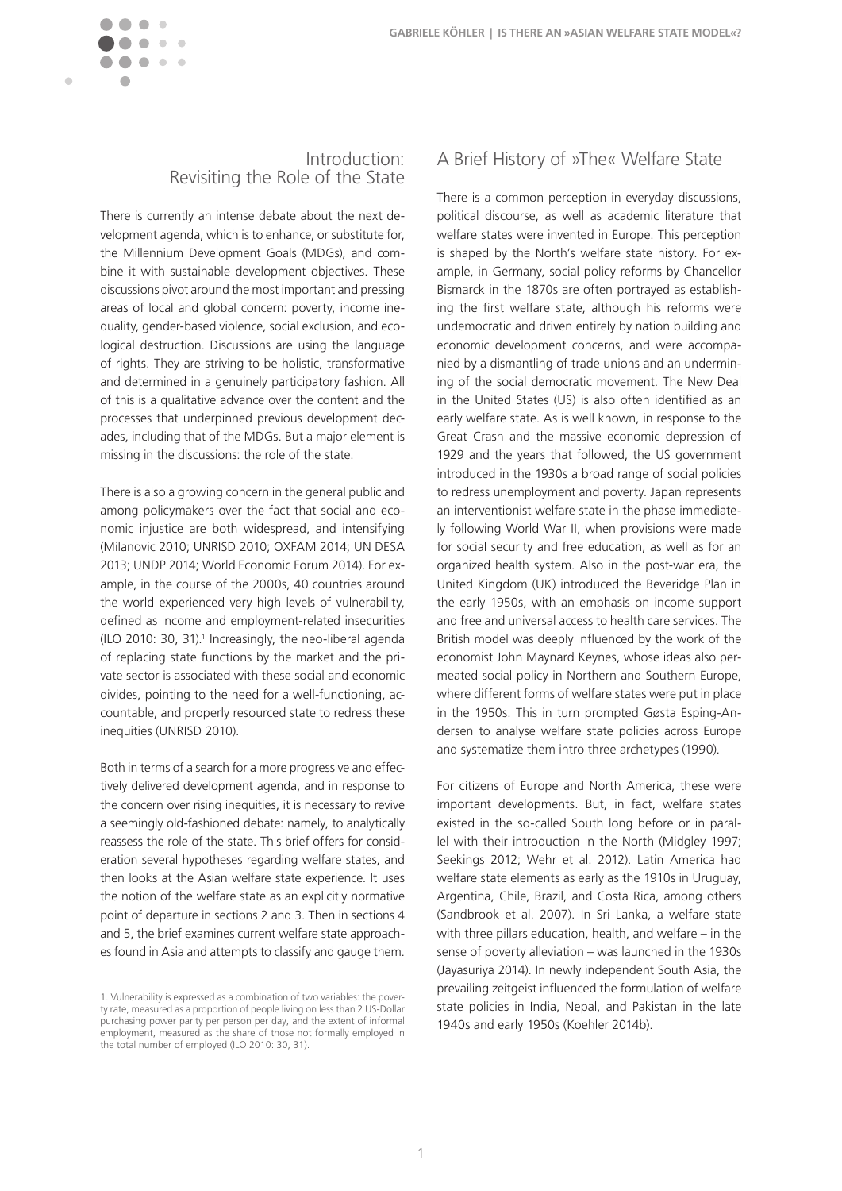## Introduction: Revisiting the Role of the State

There is currently an intense debate about the next development agenda, which is to enhance, or substitute for, the Millennium Development Goals (MDGs), and combine it with sustainable development objectives. These discussions pivot around the most important and pressing areas of local and global concern: poverty, income inequality, gender-based violence, social exclusion, and ecological destruction. Discussions are using the language of rights. They are striving to be holistic, transformative and determined in a genuinely participatory fashion. All of this is a qualitative advance over the content and the processes that underpinned previous development decades, including that of the MDGs. But a major element is missing in the discussions: the role of the state.

There is also a growing concern in the general public and among policymakers over the fact that social and economic injustice are both widespread, and intensifying (Milanovic 2010; UNRISD 2010; OXFAM 2014; UN DESA 2013; UNDP 2014; World Economic Forum 2014). For example, in the course of the 2000s, 40 countries around the world experienced very high levels of vulnerability, defined as income and employment-related insecurities (ILO 2010: 30, 31).[1] Increasingly, the neo-liberal agenda of replacing state functions by the market and the private sector is associated with these social and economic divides, pointing to the need for a well-functioning, accountable, and properly resourced state to redress these inequities (UNRISD 2010).

Both in terms of a search for a more progressive and effectively delivered development agenda, and in response to the concern over rising inequities, it is necessary to revive a seemingly old-fashioned debate: namely, to analytically reassess the role of the state. This brief offers for consideration several hypotheses regarding welfare states, and then looks at the Asian welfare state experience. It uses the notion of the welfare state as an explicitly normative point of departure in sections 2 and 3. Then in sections 4 and 5, the brief examines current welfare state approaches found in Asia and attempts to classify and gauge them.

1. Vulnerability is expressed as a combination of two variables: the poverty rate, measured as a proportion of people living on less than 2 US-Dollar purchasing power parity per person per day, and the extent of informal employment, measured as the share of those not formally employed in the total number of employed (ILO 2010: 30, 31).

## A Brief History of »The« Welfare State

There is a common perception in everyday discussions, political discourse, as well as academic literature that welfare states were invented in Europe. This perception is shaped by the North's welfare state history. For example, in Germany, social policy reforms by Chancellor Bismarck in the 1870s are often portrayed as establishing the first welfare state, although his reforms were undemocratic and driven entirely by nation building and economic development concerns, and were accompanied by a dismantling of trade unions and an undermining of the social democratic movement. The New Deal in the United States (US) is also often identified as an early welfare state. As is well known, in response to the Great Crash and the massive economic depression of 1929 and the years that followed, the US government introduced in the 1930s a broad range of social policies to redress unemployment and poverty. Japan represents an interventionist welfare state in the phase immediately following World War II, when provisions were made for social security and free education, as well as for an organized health system. Also in the post-war era, the United Kingdom (UK) introduced the Beveridge Plan in the early 1950s, with an emphasis on income support and free and universal access to health care services. The British model was deeply influenced by the work of the economist John Maynard Keynes, whose ideas also permeated social policy in Northern and Southern Europe, where different forms of welfare states were put in place in the 1950s. This in turn prompted Gøsta Esping-Andersen to analyse welfare state policies across Europe and systematize them intro three archetypes (1990).

For citizens of Europe and North America, these were important developments. But, in fact, welfare states existed in the so-called South long before or in parallel with their introduction in the North (Midgley 1997; Seekings 2012; Wehr et al. 2012). Latin America had welfare state elements as early as the 1910s in Uruguay, Argentina, Chile, Brazil, and Costa Rica, among others (Sandbrook et al. 2007). In Sri Lanka, a welfare state with three pillars education, health, and welfare – in the sense of poverty alleviation – was launched in the 1930s (Jayasuriya 2014). In newly independent South Asia, the prevailing zeitgeist influenced the formulation of welfare state policies in India, Nepal, and Pakistan in the late 1940s and early 1950s (Koehler 2014b).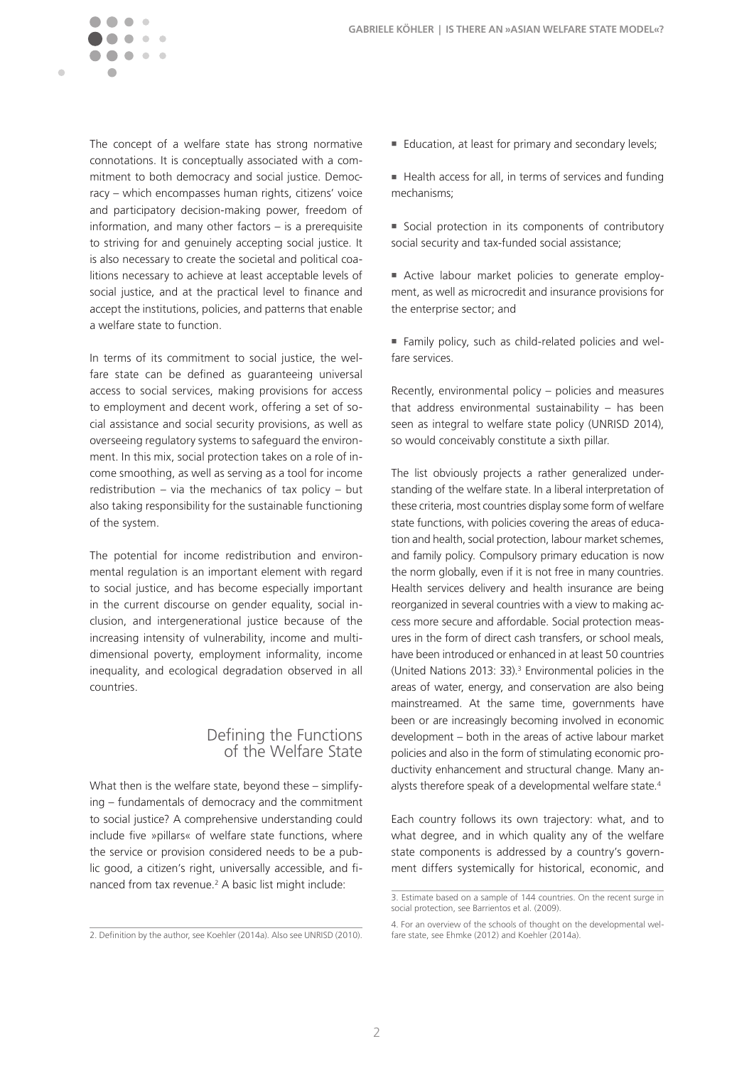The concept of a welfare state has strong normative connotations. It is conceptually associated with a commitment to both democracy and social justice. Democracy – which encompasses human rights, citizens' voice and participatory decision-making power, freedom of information, and many other factors – is a prerequisite to striving for and genuinely accepting social justice. It is also necessary to create the societal and political coalitions necessary to achieve at least acceptable levels of social justice, and at the practical level to finance and accept the institutions, policies, and patterns that enable a welfare state to function.

In terms of its commitment to social justice, the welfare state can be defined as guaranteeing universal access to social services, making provisions for access to employment and decent work, offering a set of social assistance and social security provisions, as well as overseeing regulatory systems to safeguard the environment. In this mix, social protection takes on a role of income smoothing, as well as serving as a tool for income redistribution – via the mechanics of tax policy – but also taking responsibility for the sustainable functioning of the system.

The potential for income redistribution and environmental regulation is an important element with regard to social justice, and has become especially important in the current discourse on gender equality, social inclusion, and intergenerational justice because of the increasing intensity of vulnerability, income and multidimensional poverty, employment informality, income inequality, and ecological degradation observed in all countries.

## Defining the Functions of the Welfare State

What then is the welfare state, beyond these – simplifying – fundamentals of democracy and the commitment to social justice? A comprehensive understanding could include five »pillars« of welfare state functions, where the service or provision considered needs to be a public good, a citizen's right, universally accessible, and financed from tax revenue.[2] A basic list might include:

- Education, at least for primary and secondary levels;
- Health access for all, in terms of services and funding mechanisms;
- Social protection in its components of contributory social security and tax-funded social assistance;
- Active labour market policies to generate employment, as well as microcredit and insurance provisions for the enterprise sector; and
- Family policy, such as child-related policies and welfare services.

Recently, environmental policy – policies and measures that address environmental sustainability – has been seen as integral to welfare state policy (UNRISD 2014), so would conceivably constitute a sixth pillar.

The list obviously projects a rather generalized understanding of the welfare state. In a liberal interpretation of these criteria, most countries display some form of welfare state functions, with policies covering the areas of education and health, social protection, labour market schemes, and family policy. Compulsory primary education is now the norm globally, even if it is not free in many countries. Health services delivery and health insurance are being reorganized in several countries with a view to making access more secure and affordable. Social protection measures in the form of direct cash transfers, or school meals, have been introduced or enhanced in at least 50 countries (United Nations 2013: 33).[3] Environmental policies in the areas of water, energy, and conservation are also being mainstreamed. At the same time, governments have been or are increasingly becoming involved in economic development – both in the areas of active labour market policies and also in the form of stimulating economic productivity enhancement and structural change. Many analysts therefore speak of a developmental welfare state.[4]

Each country follows its own trajectory: what, and to what degree, and in which quality any of the welfare state components is addressed by a country's government differs systemically for historical, economic, and

---

2. Definition by the author, see Koehler (2014a). Also see UNRISD (2010).

3. Estimate based on a sample of 144 countries. On the recent surge in social protection, see Barrientos et al. (2009).

4. For an overview of the schools of thought on the developmental welfare state, see Ehmke (2012) and Koehler (2014a).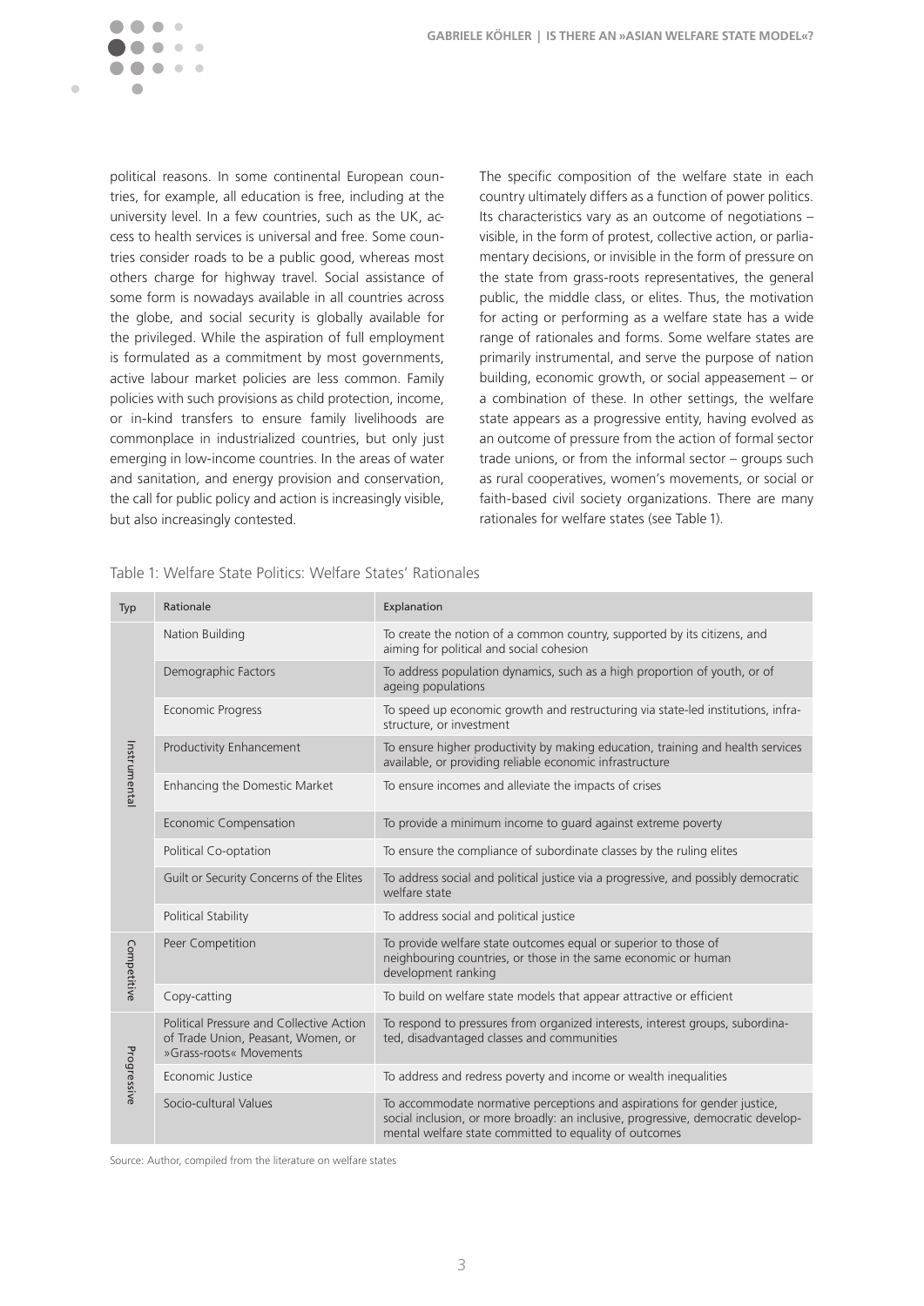political reasons. In some continental European countries, for example, all education is free, including at the university level. In a few countries, such as the UK, access to health services is universal and free. Some countries consider roads to be a public good, whereas most others charge for highway travel. Social assistance of some form is nowadays available in all countries across the globe, and social security is globally available for the privileged. While the aspiration of full employment is formulated as a commitment by most governments, active labour market policies are less common. Family policies with such provisions as child protection, income, or in-kind transfers to ensure family livelihoods are commonplace in industrialized countries, but only just emerging in low-income countries. In the areas of water and sanitation, and energy provision and conservation, the call for public policy and action is increasingly visible, but also increasingly contested.

The specific composition of the welfare state in each country ultimately differs as a function of power politics. Its characteristics vary as an outcome of negotiations – visible, in the form of protest, collective action, or parliamentary decisions, or invisible in the form of pressure on the state from grass-roots representatives, the general public, the middle class, or elites. Thus, the motivation for acting or performing as a welfare state has a wide range of rationales and forms. Some welfare states are primarily instrumental, and serve the purpose of nation building, economic growth, or social appeasement – or a combination of these. In other settings, the welfare state appears as a progressive entity, having evolved as an outcome of pressure from the action of formal sector trade unions, or from the informal sector – groups such as rural cooperatives, women's movements, or social or faith-based civil society organizations. There are many rationales for welfare states (see Table 1).

Table 1: Welfare State Politics: Welfare States' Rationales

| Typ | Rationale | Explanation |
|---|---|---|
| Instrumental | Nation Building | To create the notion of a common country, supported by its citizens, and aiming for political and social cohesion |
| | Demographic Factors | To address population dynamics, such as a high proportion of youth, or of ageing populations |
| | Economic Progress | To speed up economic growth and restructuring via state-led institutions, infrastructure, or investment |
| | Productivity Enhancement | To ensure higher productivity by making education, training and health services available, or providing reliable economic infrastructure |
| | Enhancing the Domestic Market | To ensure incomes and alleviate the impacts of crises |
| | Economic Compensation | To provide a minimum income to guard against extreme poverty |
| | Political Co-optation | To ensure the compliance of subordinate classes by the ruling elites |
| | Guilt or Security Concerns of the Elites | To address social and political justice via a progressive, and possibly democratic welfare state |
| | Political Stability | To address social and political justice |
| Competitive | Peer Competition | To provide welfare state outcomes equal or superior to those of neighbouring countries, or those in the same economic or human development ranking |
| | Copy-catting | To build on welfare state models that appear attractive or efficient |
| Progressive | Political Pressure and Collective Action of Trade Union, Peasant, Women, or »Grass-roots« Movements | To respond to pressures from organized interests, interest groups, subordinated, disadvantaged classes and communities |
| | Economic Justice | To address and redress poverty and income or wealth inequalities |
| | Socio-cultural Values | To accommodate normative perceptions and aspirations for gender justice, social inclusion, or more broadly: an inclusive, progressive, democratic developmental welfare state committed to equality of outcomes |

Source: Author, compiled from the literature on welfare states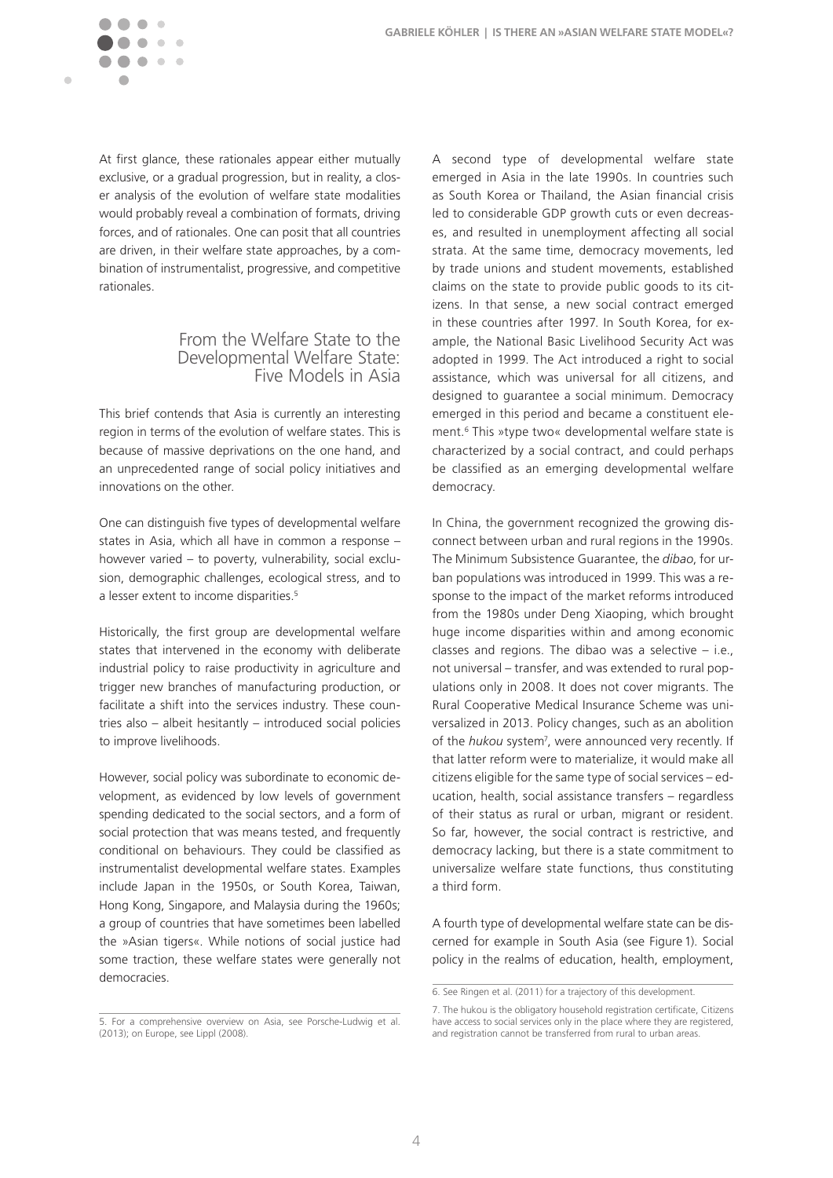At first glance, these rationales appear either mutually exclusive, or a gradual progression, but in reality, a closer analysis of the evolution of welfare state modalities would probably reveal a combination of formats, driving forces, and of rationales. One can posit that all countries are driven, in their welfare state approaches, by a combination of instrumentalist, progressive, and competitive rationales.

## From the Welfare State to the Developmental Welfare State: Five Models in Asia

This brief contends that Asia is currently an interesting region in terms of the evolution of welfare states. This is because of massive deprivations on the one hand, and an unprecedented range of social policy initiatives and innovations on the other.

One can distinguish five types of developmental welfare states in Asia, which all have in common a response – however varied – to poverty, vulnerability, social exclusion, demographic challenges, ecological stress, and to a lesser extent to income disparities.[5]

Historically, the first group are developmental welfare states that intervened in the economy with deliberate industrial policy to raise productivity in agriculture and trigger new branches of manufacturing production, or facilitate a shift into the services industry. These countries also – albeit hesitantly – introduced social policies to improve livelihoods.

However, social policy was subordinate to economic development, as evidenced by low levels of government spending dedicated to the social sectors, and a form of social protection that was means tested, and frequently conditional on behaviours. They could be classified as instrumentalist developmental welfare states. Examples include Japan in the 1950s, or South Korea, Taiwan, Hong Kong, Singapore, and Malaysia during the 1960s; a group of countries that have sometimes been labelled the »Asian tigers«. While notions of social justice had some traction, these welfare states were generally not democracies.

A second type of developmental welfare state emerged in Asia in the late 1990s. In countries such as South Korea or Thailand, the Asian financial crisis led to considerable GDP growth cuts or even decreases, and resulted in unemployment affecting all social strata. At the same time, democracy movements, led by trade unions and student movements, established claims on the state to provide public goods to its citizens. In that sense, a new social contract emerged in these countries after 1997. In South Korea, for example, the National Basic Livelihood Security Act was adopted in 1999. The Act introduced a right to social assistance, which was universal for all citizens, and designed to guarantee a social minimum. Democracy emerged in this period and became a constituent element.[6] This »type two« developmental welfare state is characterized by a social contract, and could perhaps be classified as an emerging developmental welfare democracy.

In China, the government recognized the growing disconnect between urban and rural regions in the 1990s. The Minimum Subsistence Guarantee, the *dibao*, for urban populations was introduced in 1999. This was a response to the impact of the market reforms introduced from the 1980s under Deng Xiaoping, which brought huge income disparities within and among economic classes and regions. The dibao was a selective – i.e., not universal – transfer, and was extended to rural populations only in 2008. It does not cover migrants. The Rural Cooperative Medical Insurance Scheme was universalized in 2013. Policy changes, such as an abolition of the *hukou* system[7], were announced very recently. If that latter reform were to materialize, it would make all citizens eligible for the same type of social services – education, health, social assistance transfers – regardless of their status as rural or urban, migrant or resident. So far, however, the social contract is restrictive, and democracy lacking, but there is a state commitment to universalize welfare state functions, thus constituting a third form.

A fourth type of developmental welfare state can be discerned for example in South Asia (see Figure 1). Social policy in the realms of education, health, employment,

5. For a comprehensive overview on Asia, see Porsche-Ludwig et al. (2013); on Europe, see Lippl (2008).

6. See Ringen et al. (2011) for a trajectory of this development.

7. The hukou is the obligatory household registration certificate, Citizens have access to social services only in the place where they are registered, and registration cannot be transferred from rural to urban areas.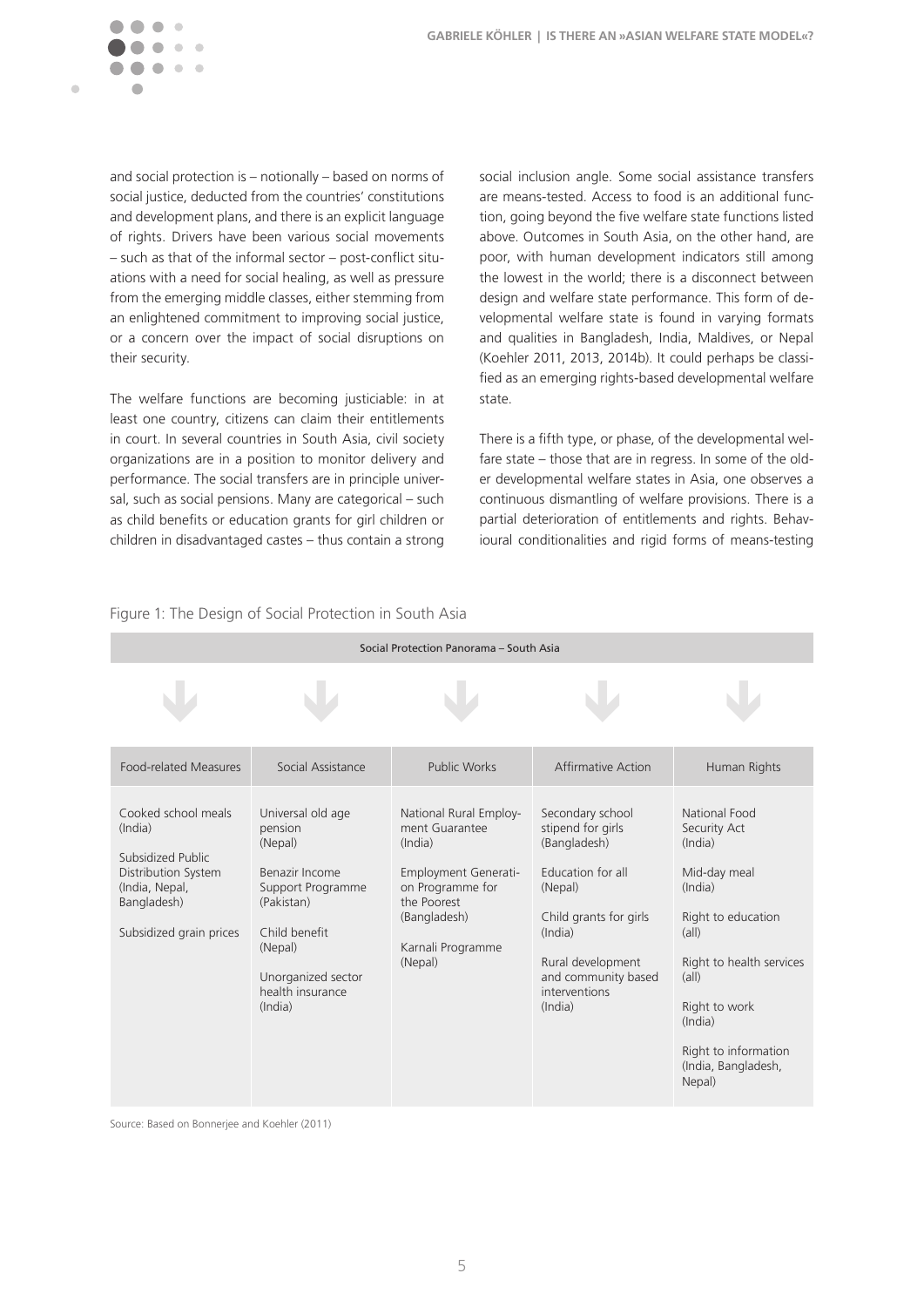and social protection is – notionally – based on norms of social justice, deducted from the countries' constitutions and development plans, and there is an explicit language of rights. Drivers have been various social movements – such as that of the informal sector – post-conflict situations with a need for social healing, as well as pressure from the emerging middle classes, either stemming from an enlightened commitment to improving social justice, or a concern over the impact of social disruptions on their security.

The welfare functions are becoming justiciable: in at least one country, citizens can claim their entitlements in court. In several countries in South Asia, civil society organizations are in a position to monitor delivery and performance. The social transfers are in principle universal, such as social pensions. Many are categorical – such as child benefits or education grants for girl children or children in disadvantaged castes – thus contain a strong social inclusion angle. Some social assistance transfers are means-tested. Access to food is an additional function, going beyond the five welfare state functions listed above. Outcomes in South Asia, on the other hand, are poor, with human development indicators still among the lowest in the world; there is a disconnect between design and welfare state performance. This form of developmental welfare state is found in varying formats and qualities in Bangladesh, India, Maldives, or Nepal (Koehler 2011, 2013, 2014b). It could perhaps be classified as an emerging rights-based developmental welfare state.

There is a fifth type, or phase, of the developmental welfare state – those that are in regress. In some of the older developmental welfare states in Asia, one observes a continuous dismantling of welfare provisions. There is a partial deterioration of entitlements and rights. Behavioural conditionalities and rigid forms of means-testing

Figure 1: The Design of Social Protection in South Asia

Social Protection Panorama – South Asia

| Food-related Measures | Social Assistance | Public Works | Affirmative Action | Human Rights |
|---|---|---|---|---|
| Cooked school meals (India) | Universal old age pension (Nepal) | National Rural Employment Guarantee (India) | Secondary school stipend for girls (Bangladesh) | National Food Security Act (India) |
| Subsidized Public Distribution System (India, Nepal, Bangladesh) | Benazir Income Support Programme (Pakistan) | Employment Generation Programme for the Poorest (Bangladesh) | Education for all (Nepal) | Mid-day meal (India) |
| Subsidized grain prices | Child benefit (Nepal) | Karnali Programme (Nepal) | Child grants for girls (India) | Right to education (all) |
| | Unorganized sector health insurance (India) | | Rural development and community based interventions (India) | Right to health services (all) |
| | | | | Right to work (India) |
| | | | | Right to information (India, Bangladesh, Nepal) |

Source: Based on Bonnerjee and Koehler (2011)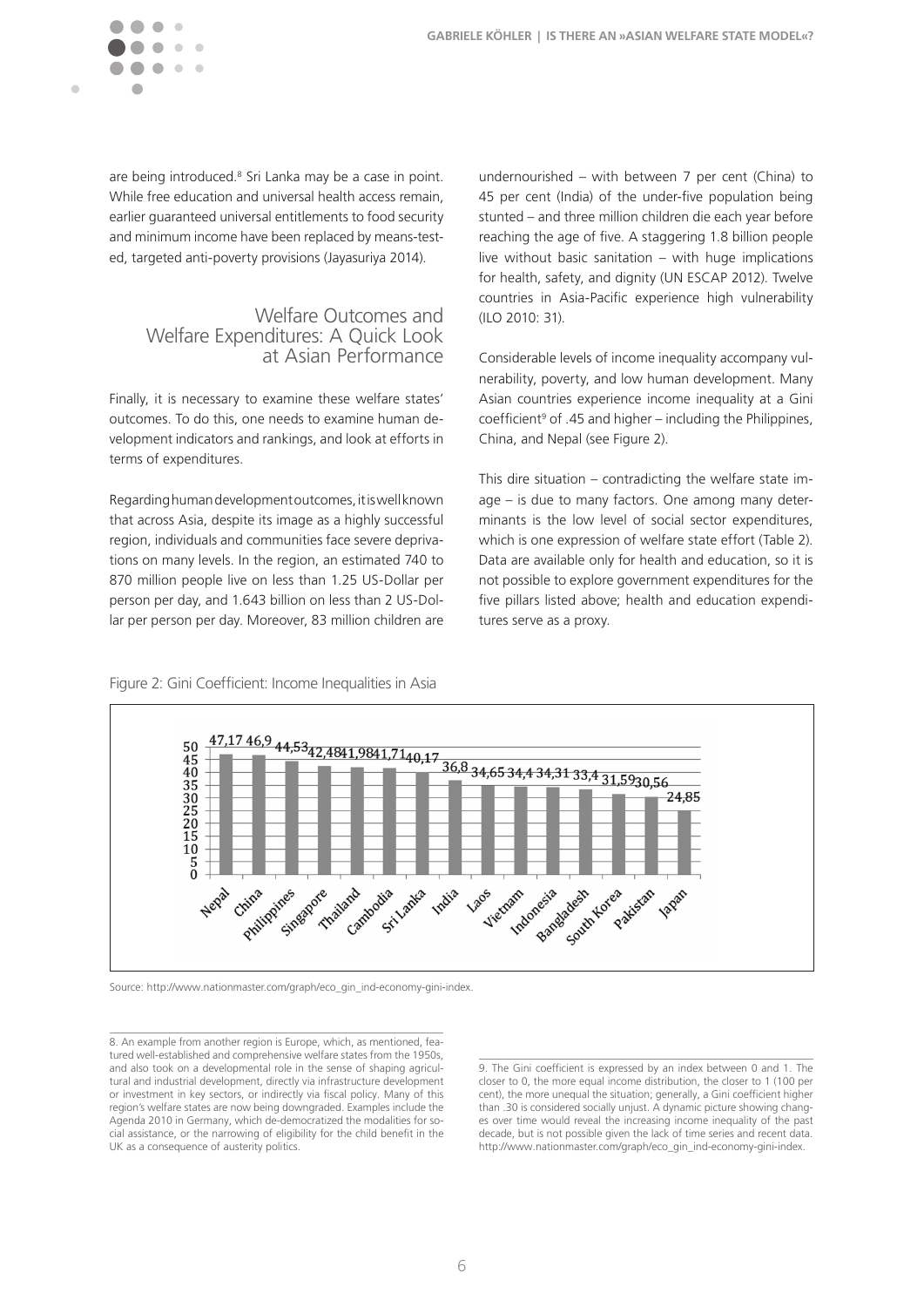are being introduced.[8] Sri Lanka may be a case in point. While free education and universal health access remain, earlier guaranteed universal entitlements to food security and minimum income have been replaced by means-tested, targeted anti-poverty provisions (Jayasuriya 2014).

## Welfare Outcomes and Welfare Expenditures: A Quick Look at Asian Performance

Finally, it is necessary to examine these welfare states' outcomes. To do this, one needs to examine human development indicators and rankings, and look at efforts in terms of expenditures.

Regarding human development outcomes, it is well known that across Asia, despite its image as a highly successful region, individuals and communities face severe deprivations on many levels. In the region, an estimated 740 to 870 million people live on less than 1.25 US-Dollar per person per day, and 1.643 billion on less than 2 US-Dollar per person per day. Moreover, 83 million children are undernourished – with between 7 per cent (China) to 45 per cent (India) of the under-five population being stunted – and three million children die each year before reaching the age of five. A staggering 1.8 billion people live without basic sanitation – with huge implications for health, safety, and dignity (UN ESCAP 2012). Twelve countries in Asia-Pacific experience high vulnerability (ILO 2010: 31).

Considerable levels of income inequality accompany vulnerability, poverty, and low human development. Many Asian countries experience income inequality at a Gini coefficient[9] of .45 and higher – including the Philippines, China, and Nepal (see Figure 2).

This dire situation – contradicting the welfare state image – is due to many factors. One among many determinants is the low level of social sector expenditures, which is one expression of welfare state effort (Table 2). Data are available only for health and education, so it is not possible to explore government expenditures for the five pillars listed above; health and education expenditures serve as a proxy.

Figure 2: Gini Coefficient: Income Inequalities in Asia

| Country | Gini |
|---|---|
| Nepal | 47,17 |
| China | 46,9 |
| Philippines | 44,53 |
| Singapore | 42,48 |
| Thailand | 41,98 |
| Cambodia | 41,71 |
| Sri Lanka | 40,17 |
| India | 36,8 |
| Laos | 34,65 |
| Vietnam | 34,4 |
| Indonesia | 34,31 |
| Bangladesh | 33,4 |
| South Korea | 31,59 |
| Pakistan | 30,56 |
| Japan | 24,85 |

Source: http://www.nationmaster.com/graph/eco_gin_ind-economy-gini-index.

---

8. An example from another region is Europe, which, as mentioned, featured well-established and comprehensive welfare states from the 1950s, and also took on a developmental role in the sense of shaping agricultural and industrial development, directly via infrastructure development or investment in key sectors, or indirectly via fiscal policy. Many of this region's welfare states are now being downgraded. Examples include the Agenda 2010 in Germany, which de-democratized the modalities for social assistance, or the narrowing of eligibility for the child benefit in the UK as a consequence of austerity politics.

9. The Gini coefficient is expressed by an index between 0 and 1. The closer to 0, the more equal income distribution, the closer to 1 (100 per cent), the more unequal the situation; generally, a Gini coefficient higher than .30 is considered socially unjust. A dynamic picture showing changes over time would reveal the increasing income inequality of the past decade, but is not possible given the lack of time series and recent data. http://www.nationmaster.com/graph/eco_gin_ind-economy-gini-index.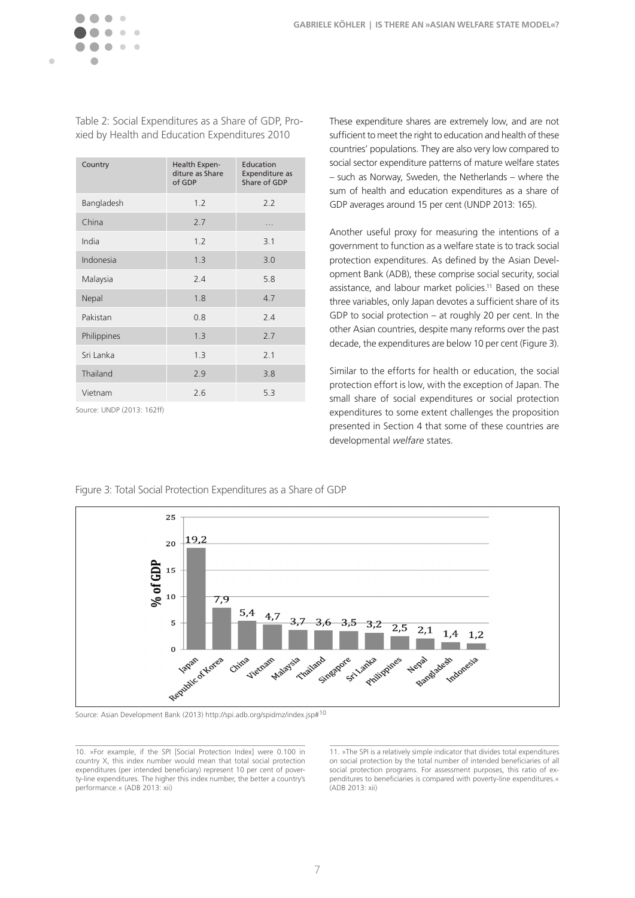Table 2: Social Expenditures as a Share of GDP, Proxied by Health and Education Expenditures 2010

| Country | Health Expenditure as Share of GDP | Education Expenditure as Share of GDP |
|---|---|---|
| Bangladesh | 1.2 | 2.2 |
| China | 2.7 | … |
| India | 1.2 | 3.1 |
| Indonesia | 1.3 | 3.0 |
| Malaysia | 2.4 | 5.8 |
| Nepal | 1.8 | 4.7 |
| Pakistan | 0.8 | 2.4 |
| Philippines | 1.3 | 2.7 |
| Sri Lanka | 1.3 | 2.1 |
| Thailand | 2.9 | 3.8 |
| Vietnam | 2.6 | 5.3 |

Source: UNDP (2013: 162ff)

These expenditure shares are extremely low, and are not sufficient to meet the right to education and health of these countries' populations. They are also very low compared to social sector expenditure patterns of mature welfare states – such as Norway, Sweden, the Netherlands – where the sum of health and education expenditures as a share of GDP averages around 15 per cent (UNDP 2013: 165).

Another useful proxy for measuring the intentions of a government to function as a welfare state is to track social protection expenditures. As defined by the Asian Development Bank (ADB), these comprise social security, social assistance, and labour market policies.[11] Based on these three variables, only Japan devotes a sufficient share of its GDP to social protection – at roughly 20 per cent. In the other Asian countries, despite many reforms over the past decade, the expenditures are below 10 per cent (Figure 3).

Similar to the efforts for health or education, the social protection effort is low, with the exception of Japan. The small share of social expenditures or social protection expenditures to some extent challenges the proposition presented in Section 4 that some of these countries are developmental *welfare* states.

Figure 3: Total Social Protection Expenditures as a Share of GDP

| Country | % of GDP |
|---|---|
| Japan | 19,2 |
| Republic of Korea | 7,9 |
| China | 5,4 |
| Vietnam | 4,7 |
| Malaysia | 3,7 |
| Thailand | 3,6 |
| Singapore | 3,5 |
| Sri Lanka | 3,2 |
| Philippines | 2,5 |
| Nepal | 2,1 |
| Bangladesh | 1,4 |
| Indonesia | 1,2 |

Source: Asian Development Bank (2013) http://spi.adb.org/spidmz/index.jsp#[10]

10. »For example, if the SPI [Social Protection Index] were 0.100 in country X, this index number would mean that total social protection expenditures (per intended beneficiary) represent 10 per cent of poverty-line expenditures. The higher this index number, the better a country's performance.« (ADB 2013: xii)

11. »The SPI is a relatively simple indicator that divides total expenditures on social protection by the total number of intended beneficiaries of all social protection programs. For assessment purposes, this ratio of expenditures to beneficiaries is compared with poverty-line expenditures.« (ADB 2013: xii)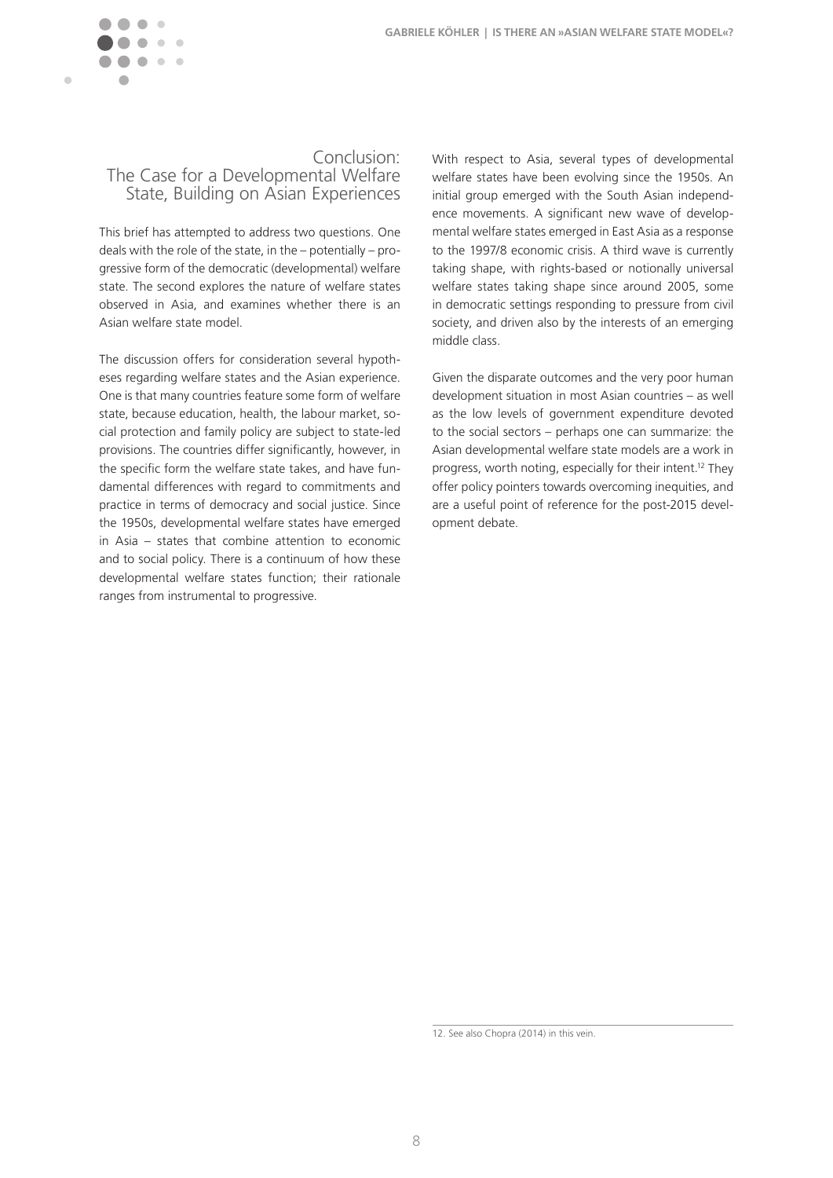## Conclusion: The Case for a Developmental Welfare State, Building on Asian Experiences

This brief has attempted to address two questions. One deals with the role of the state, in the – potentially – progressive form of the democratic (developmental) welfare state. The second explores the nature of welfare states observed in Asia, and examines whether there is an Asian welfare state model.

The discussion offers for consideration several hypotheses regarding welfare states and the Asian experience. One is that many countries feature some form of welfare state, because education, health, the labour market, social protection and family policy are subject to state-led provisions. The countries differ significantly, however, in the specific form the welfare state takes, and have fundamental differences with regard to commitments and practice in terms of democracy and social justice. Since the 1950s, developmental welfare states have emerged in Asia – states that combine attention to economic and to social policy. There is a continuum of how these developmental welfare states function; their rationale ranges from instrumental to progressive.

With respect to Asia, several types of developmental welfare states have been evolving since the 1950s. An initial group emerged with the South Asian independence movements. A significant new wave of developmental welfare states emerged in East Asia as a response to the 1997/8 economic crisis. A third wave is currently taking shape, with rights-based or notionally universal welfare states taking shape since around 2005, some in democratic settings responding to pressure from civil society, and driven also by the interests of an emerging middle class.

Given the disparate outcomes and the very poor human development situation in most Asian countries – as well as the low levels of government expenditure devoted to the social sectors – perhaps one can summarize: the Asian developmental welfare state models are a work in progress, worth noting, especially for their intent.[12] They offer policy pointers towards overcoming inequities, and are a useful point of reference for the post-2015 development debate.

12. See also Chopra (2014) in this vein.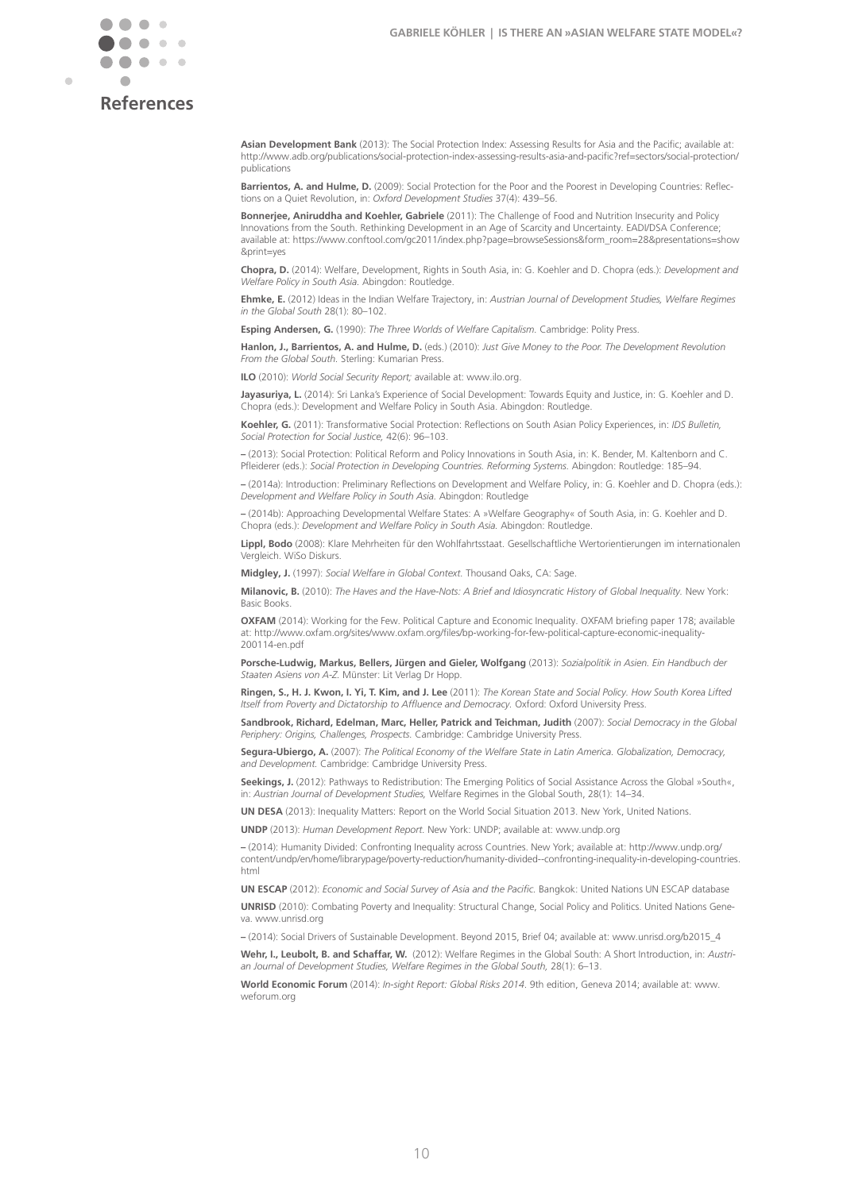# References

**Asian Development Bank** (2013): The Social Protection Index: Assessing Results for Asia and the Pacific; available at: http://www.adb.org/publications/social-protection-index-assessing-results-asia-and-pacific?ref=sectors/social-protection/publications

**Barrientos, A. and Hulme, D.** (2009): Social Protection for the Poor and the Poorest in Developing Countries: Reflections on a Quiet Revolution, in: *Oxford Development Studies* 37(4): 439–56.

**Bonnerjee, Aniruddha and Koehler, Gabriele** (2011): The Challenge of Food and Nutrition Insecurity and Policy Innovations from the South. Rethinking Development in an Age of Scarcity and Uncertainty. EADI/DSA Conference; available at: https://www.conftool.com/gc2011/index.php?page=browseSessions&form_room=28&presentations=show&print=yes

**Chopra, D.** (2014): Welfare, Development, Rights in South Asia, in: G. Koehler and D. Chopra (eds.): *Development and Welfare Policy in South Asia.* Abingdon: Routledge.

**Ehmke, E.** (2012) Ideas in the Indian Welfare Trajectory, in: *Austrian Journal of Development Studies, Welfare Regimes in the Global South* 28(1): 80–102.

**Esping Andersen, G.** (1990): *The Three Worlds of Welfare Capitalism.* Cambridge: Polity Press.

**Hanlon, J., Barrientos, A. and Hulme, D.** (eds.) (2010): *Just Give Money to the Poor. The Development Revolution From the Global South.* Sterling: Kumarian Press.

**ILO** (2010): *World Social Security Report;* available at: www.ilo.org.

**Jayasuriya, L.** (2014): Sri Lanka's Experience of Social Development: Towards Equity and Justice, in: G. Koehler and D. Chopra (eds.): Development and Welfare Policy in South Asia. Abingdon: Routledge.

**Koehler, G.** (2011): Transformative Social Protection: Reflections on South Asian Policy Experiences, in: *IDS Bulletin, Social Protection for Social Justice,* 42(6): 96–103.

– (2013): Social Protection: Political Reform and Policy Innovations in South Asia, in: K. Bender, M. Kaltenborn and C. Pfleiderer (eds.): *Social Protection in Developing Countries. Reforming Systems.* Abingdon: Routledge: 185–94.

– (2014a): Introduction: Preliminary Reflections on Development and Welfare Policy, in: G. Koehler and D. Chopra (eds.): *Development and Welfare Policy in South Asia.* Abingdon: Routledge

– (2014b): Approaching Developmental Welfare States: A »Welfare Geography« of South Asia, in: G. Koehler and D. Chopra (eds.): *Development and Welfare Policy in South Asia.* Abingdon: Routledge.

**Lippl, Bodo** (2008): Klare Mehrheiten für den Wohlfahrtsstaat. Gesellschaftliche Wertorientierungen im internationalen Vergleich. WiSo Diskurs.

**Midgley, J.** (1997): *Social Welfare in Global Context.* Thousand Oaks, CA: Sage.

**Milanovic, B.** (2010): *The Haves and the Have-Nots: A Brief and Idiosyncratic History of Global Inequality.* New York: Basic Books.

**OXFAM** (2014): Working for the Few. Political Capture and Economic Inequality. OXFAM briefing paper 178; available at: http://www.oxfam.org/sites/www.oxfam.org/files/bp-working-for-few-political-capture-economic-inequality-200114-en.pdf

**Porsche-Ludwig, Markus, Bellers, Jürgen and Gieler, Wolfgang** (2013): *Sozialpolitik in Asien. Ein Handbuch der Staaten Asiens von A-Z.* Münster: Lit Verlag Dr Hopp.

**Ringen, S., H. J. Kwon, I. Yi, T. Kim, and J. Lee** (2011): *The Korean State and Social Policy. How South Korea Lifted Itself from Poverty and Dictatorship to Affluence and Democracy.* Oxford: Oxford University Press.

**Sandbrook, Richard, Edelman, Marc, Heller, Patrick and Teichman, Judith** (2007): *Social Democracy in the Global Periphery: Origins, Challenges, Prospects.* Cambridge: Cambridge University Press.

**Segura-Ubiergo, A.** (2007): *The Political Economy of the Welfare State in Latin America. Globalization, Democracy, and Development.* Cambridge: Cambridge University Press.

**Seekings, J.** (2012): Pathways to Redistribution: The Emerging Politics of Social Assistance Across the Global »South«, in: *Austrian Journal of Development Studies,* Welfare Regimes in the Global South, 28(1): 14–34.

**UN DESA** (2013): Inequality Matters: Report on the World Social Situation 2013. New York, United Nations.

**UNDP** (2013): *Human Development Report.* New York: UNDP; available at: www.undp.org

– (2014): Humanity Divided: Confronting Inequality across Countries. New York; available at: http://www.undp.org/content/undp/en/home/librarypage/poverty-reduction/humanity-divided--confronting-inequality-in-developing-countries.html

**UN ESCAP** (2012): *Economic and Social Survey of Asia and the Pacific.* Bangkok: United Nations UN ESCAP database

**UNRISD** (2010): Combating Poverty and Inequality: Structural Change, Social Policy and Politics. United Nations Geneva. www.unrisd.org

– (2014): Social Drivers of Sustainable Development. Beyond 2015, Brief 04; available at: www.unrisd.org/b2015_4

**Wehr, I., Leubolt, B. and Schaffar, W.** (2012): Welfare Regimes in the Global South: A Short Introduction, in: *Austrian Journal of Development Studies, Welfare Regimes in the Global South,* 28(1): 6–13.

**World Economic Forum** (2014): *In-sight Report: Global Risks 2014.* 9th edition, Geneva 2014; available at: www.weforum.org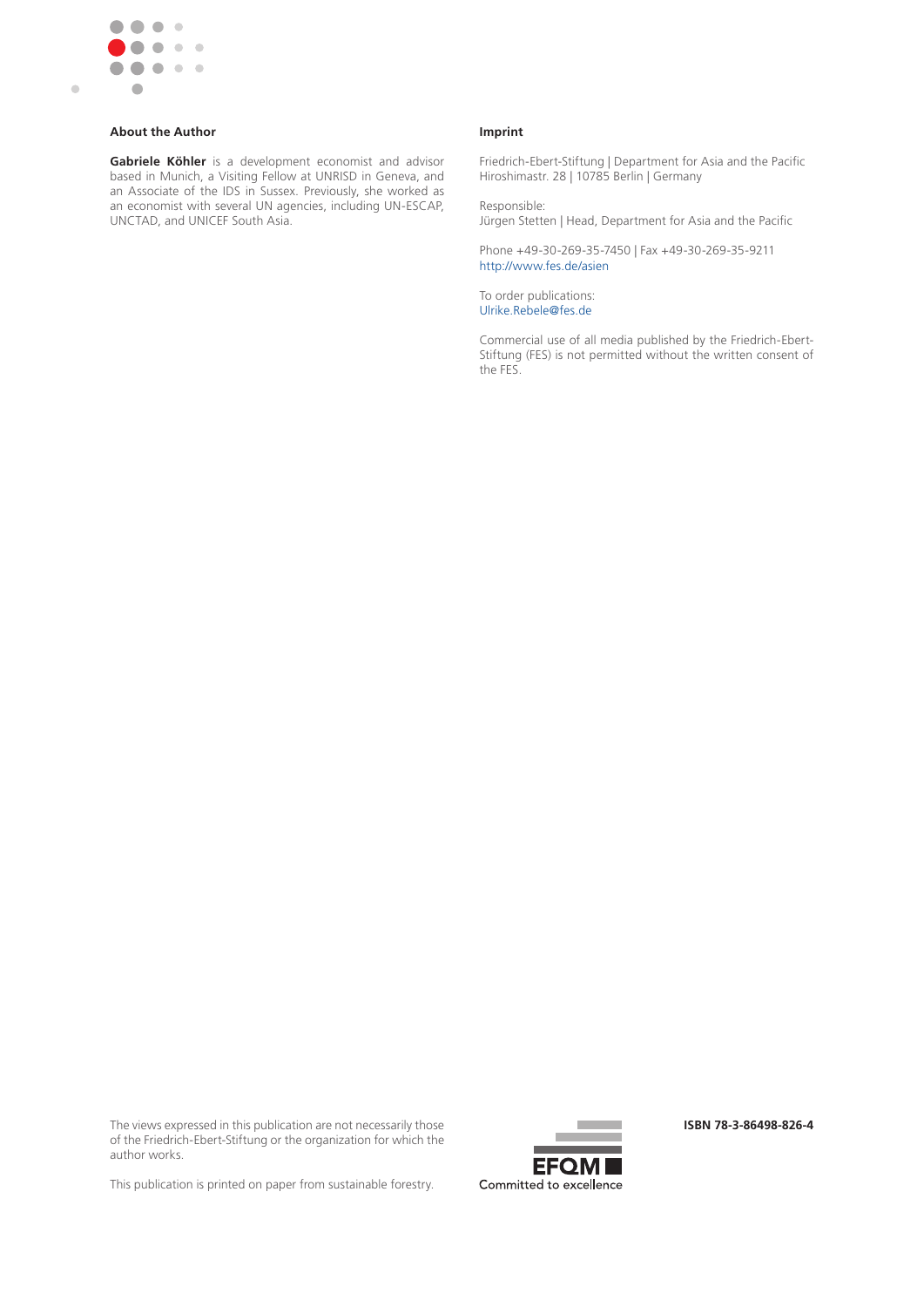### About the Author

**Gabriele Köhler** is a development economist and advisor based in Munich, a Visiting Fellow at UNRISD in Geneva, and an Associate of the IDS in Sussex. Previously, she worked as an economist with several UN agencies, including UN-ESCAP, UNCTAD, and UNICEF South Asia.

### Imprint

Friedrich-Ebert-Stiftung | Department for Asia and the Pacific
Hiroshimastr. 28 | 10785 Berlin | Germany

Responsible:
Jürgen Stetten | Head, Department for Asia and the Pacific

Phone +49-30-269-35-7450 | Fax +49-30-269-35-9211
http://www.fes.de/asien

To order publications:
Ulrike.Rebele@fes.de

Commercial use of all media published by the Friedrich-Ebert-Stiftung (FES) is not permitted without the written consent of the FES.

The views expressed in this publication are not necessarily those of the Friedrich-Ebert-Stiftung or the organization for which the author works.

This publication is printed on paper from sustainable forestry.

EFQM
Committed to excellence

**ISBN 78-3-86498-826-4**